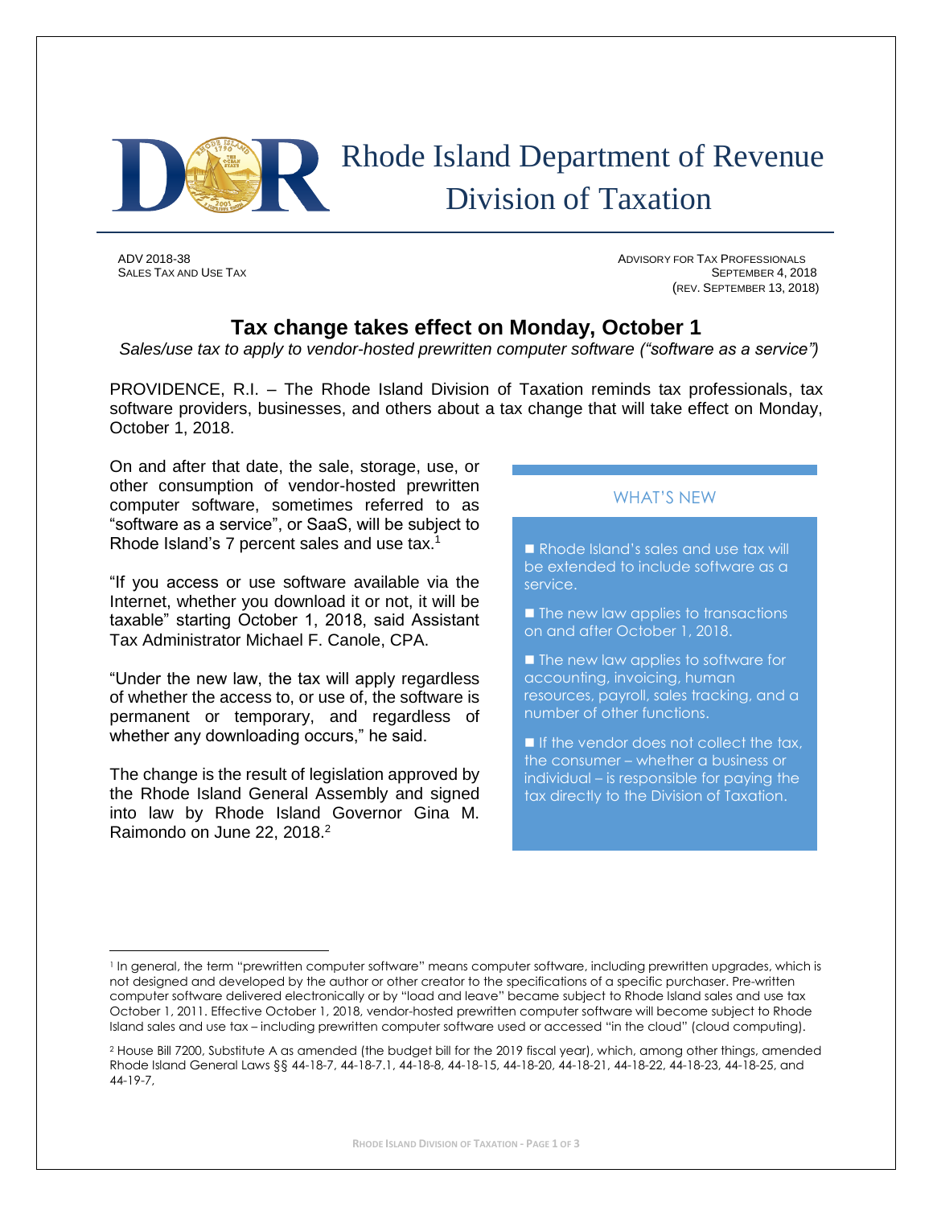Rhode Island Department of Revenue
Division of Taxation

ADV 2018-38
SALES TAX AND USE TAX

ADVISORY FOR TAX PROFESSIONALS
SEPTEMBER 4, 2018
(REV. SEPTEMBER 13, 2018)

# Tax change takes effect on Monday, October 1

*Sales/use tax to apply to vendor-hosted prewritten computer software ("software as a service")*

PROVIDENCE, R.I. – The Rhode Island Division of Taxation reminds tax professionals, tax software providers, businesses, and others about a tax change that will take effect on Monday, October 1, 2018.

On and after that date, the sale, storage, use, or other consumption of vendor-hosted prewritten computer software, sometimes referred to as "software as a service", or SaaS, will be subject to Rhode Island's 7 percent sales and use tax.[1]

"If you access or use software available via the Internet, whether you download it or not, it will be taxable" starting October 1, 2018, said Assistant Tax Administrator Michael F. Canole, CPA.

"Under the new law, the tax will apply regardless of whether the access to, or use of, the software is permanent or temporary, and regardless of whether any downloading occurs," he said.

The change is the result of legislation approved by the Rhode Island General Assembly and signed into law by Rhode Island Governor Gina M. Raimondo on June 22, 2018.[2]

## WHAT'S NEW

- Rhode Island's sales and use tax will be extended to include software as a service.
- The new law applies to transactions on and after October 1, 2018.
- The new law applies to software for accounting, invoicing, human resources, payroll, sales tracking, and a number of other functions.
- If the vendor does not collect the tax, the consumer – whether a business or individual – is responsible for paying the tax directly to the Division of Taxation.

---

[1] In general, the term "prewritten computer software" means computer software, including prewritten upgrades, which is not designed and developed by the author or other creator to the specifications of a specific purchaser. Pre-written computer software delivered electronically or by "load and leave" became subject to Rhode Island sales and use tax October 1, 2011. Effective October 1, 2018, vendor-hosted prewritten computer software will become subject to Rhode Island sales and use tax – including prewritten computer software used or accessed "in the cloud" (cloud computing).

[2] House Bill 7200, Substitute A as amended (the budget bill for the 2019 fiscal year), which, among other things, amended Rhode Island General Laws §§ 44-18-7, 44-18-7.1, 44-18-8, 44-18-15, 44-18-20, 44-18-21, 44-18-22, 44-18-23, 44-18-25, and 44-19-7,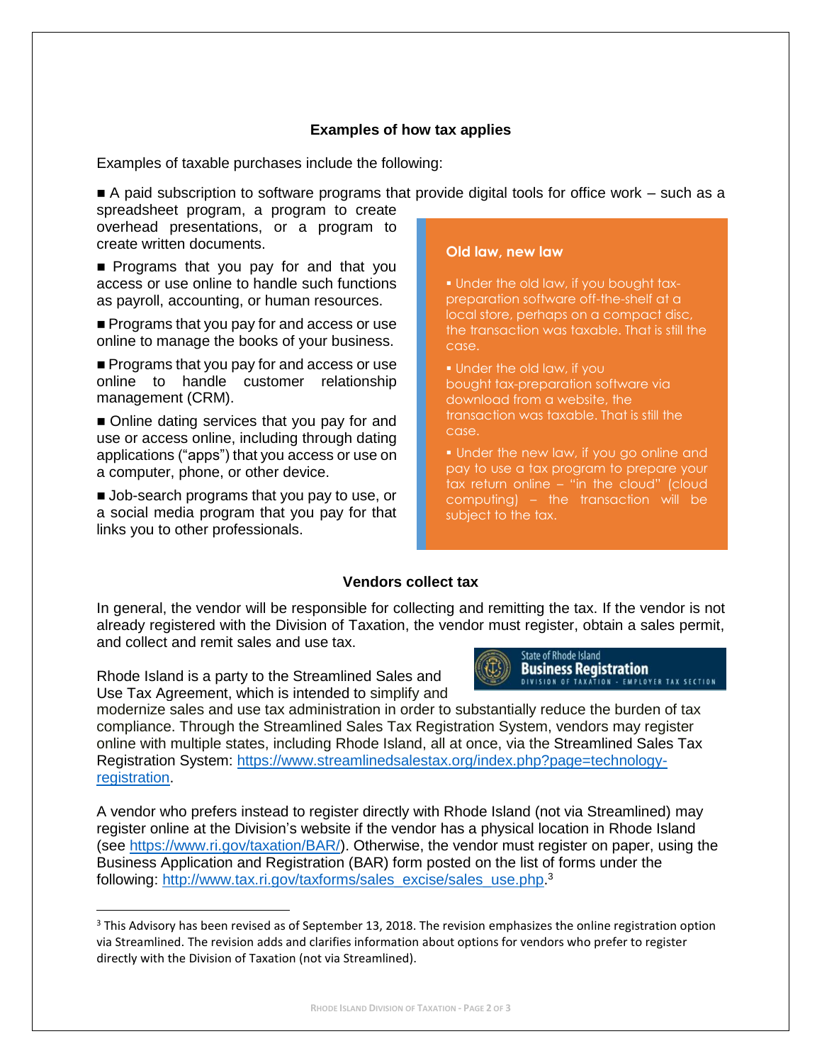### Examples of how tax applies

Examples of taxable purchases include the following:

- A paid subscription to software programs that provide digital tools for office work – such as a spreadsheet program, a program to create overhead presentations, or a program to create written documents.
- Programs that you pay for and that you access or use online to handle such functions as payroll, accounting, or human resources.
- Programs that you pay for and access or use online to manage the books of your business.
- Programs that you pay for and access or use online to handle customer relationship management (CRM).
- Online dating services that you pay for and use or access online, including through dating applications ("apps") that you access or use on a computer, phone, or other device.
- Job-search programs that you pay to use, or a social media program that you pay for that links you to other professionals.

**Old law, new law**

- Under the old law, if you bought tax-preparation software off-the-shelf at a local store, perhaps on a compact disc, the transaction was taxable. That is still the case.
- Under the old law, if you bought tax-preparation software via download from a website, the transaction was taxable. That is still the case.
- Under the new law, if you go online and pay to use a tax program to prepare your tax return online – "in the cloud" (cloud computing) – the transaction will be subject to the tax.

### Vendors collect tax

In general, the vendor will be responsible for collecting and remitting the tax. If the vendor is not already registered with the Division of Taxation, the vendor must register, obtain a sales permit, and collect and remit sales and use tax.

State of Rhode Island **Business Registration** DIVISION OF TAXATION - EMPLOYER TAX SECTION

Rhode Island is a party to the Streamlined Sales and Use Tax Agreement, which is intended to simplify and modernize sales and use tax administration in order to substantially reduce the burden of tax compliance. Through the Streamlined Sales Tax Registration System, vendors may register online with multiple states, including Rhode Island, all at once, via the Streamlined Sales Tax Registration System: https://www.streamlinedsalestax.org/index.php?page=technology-registration.

A vendor who prefers instead to register directly with Rhode Island (not via Streamlined) may register online at the Division's website if the vendor has a physical location in Rhode Island (see https://www.ri.gov/taxation/BAR/). Otherwise, the vendor must register on paper, using the Business Application and Registration (BAR) form posted on the list of forms under the following: http://www.tax.ri.gov/taxforms/sales_excise/sales_use.php.[3]

[3] This Advisory has been revised as of September 13, 2018. The revision emphasizes the online registration option via Streamlined. The revision adds and clarifies information about options for vendors who prefer to register directly with the Division of Taxation (not via Streamlined).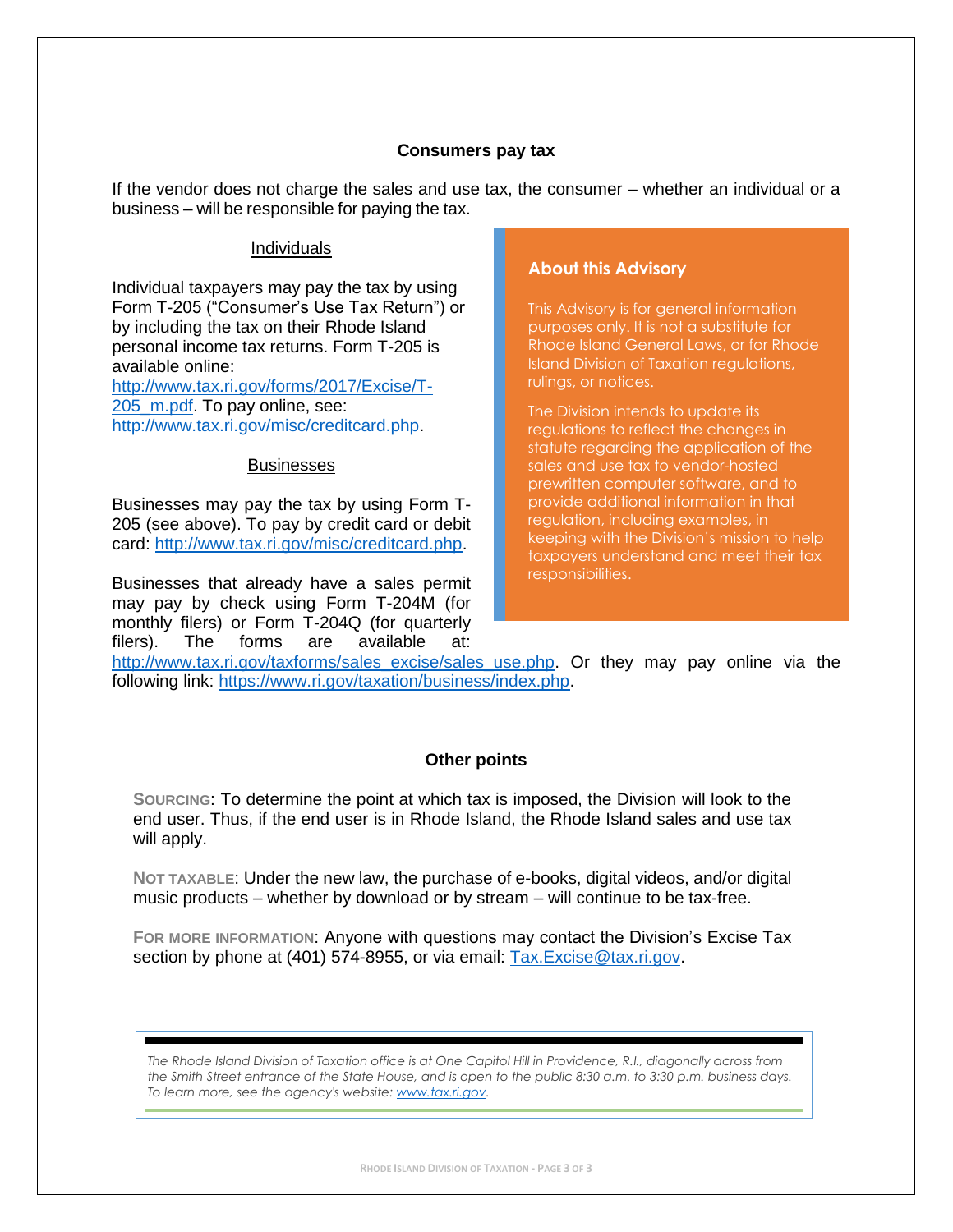## Consumers pay tax

If the vendor does not charge the sales and use tax, the consumer – whether an individual or a business – will be responsible for paying the tax.

### Individuals

Individual taxpayers may pay the tax by using Form T-205 ("Consumer's Use Tax Return") or by including the tax on their Rhode Island personal income tax returns. Form T-205 is available online: http://www.tax.ri.gov/forms/2017/Excise/T-205_m.pdf. To pay online, see: http://www.tax.ri.gov/misc/creditcard.php.

### Businesses

Businesses may pay the tax by using Form T-205 (see above). To pay by credit card or debit card: http://www.tax.ri.gov/misc/creditcard.php.

Businesses that already have a sales permit may pay by check using Form T-204M (for monthly filers) or Form T-204Q (for quarterly filers). The forms are available at: http://www.tax.ri.gov/taxforms/sales_excise/sales_use.php. Or they may pay online via the following link: https://www.ri.gov/taxation/business/index.php.

### About this Advisory

This Advisory is for general information purposes only. It is not a substitute for Rhode Island General Laws, or for Rhode Island Division of Taxation regulations, rulings, or notices.

The Division intends to update its regulations to reflect the changes in statute regarding the application of the sales and use tax to vendor-hosted prewritten computer software, and to provide additional information in that regulation, including examples, in keeping with the Division's mission to help taxpayers understand and meet their tax responsibilities.

## Other points

**SOURCING**: To determine the point at which tax is imposed, the Division will look to the end user. Thus, if the end user is in Rhode Island, the Rhode Island sales and use tax will apply.

**NOT TAXABLE**: Under the new law, the purchase of e-books, digital videos, and/or digital music products – whether by download or by stream – will continue to be tax-free.

**FOR MORE INFORMATION**: Anyone with questions may contact the Division's Excise Tax section by phone at (401) 574-8955, or via email: Tax.Excise@tax.ri.gov.

*The Rhode Island Division of Taxation office is at One Capitol Hill in Providence, R.I., diagonally across from the Smith Street entrance of the State House, and is open to the public 8:30 a.m. to 3:30 p.m. business days. To learn more, see the agency's website: www.tax.ri.gov.*